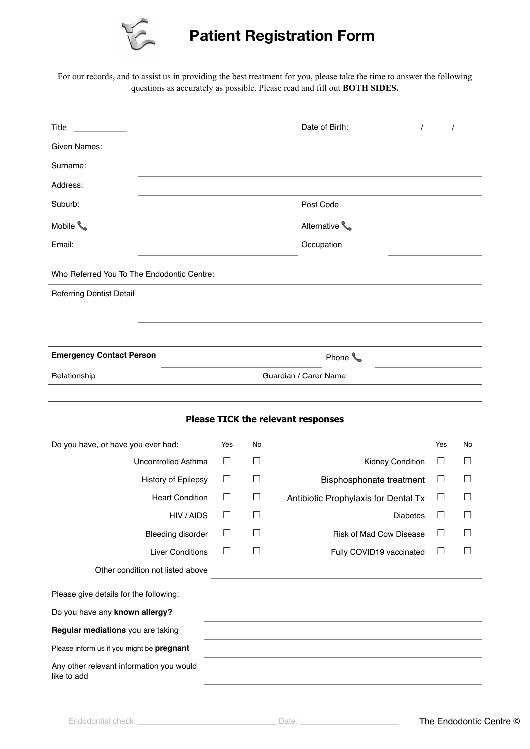# Patient Registration Form

For our records, and to assist us in providing the best treatment for you, please take the time to answer the following questions as accurately as possible. Please read and fill out **BOTH SIDES.**

Title ____________

Date of Birth: ____ / ____ / ____

Given Names: ______________________________

Surname: ______________________________

Address: ______________________________

Suburb: ______________________________ Post Code ____________

Mobile 📞 ______________________________ Alternative 📞 ____________

Email: ______________________________ Occupation ____________

Who Referred You To The Endodontic Centre: ______________________________

Referring Dentist Detail ______________________________

______________________________

**Emergency Contact Person** ______________________________ Phone 📞 ____________

Relationship ______________________________ Guardian / Carer Name ____________

### Please TICK the relevant responses

| Do you have, or have you ever had: | Yes | No | | Yes | No |
|---|---|---|---|---|---|
| Uncontrolled Asthma | ☐ | ☐ | Kidney Condition | ☐ | ☐ |
| History of Epilepsy | ☐ | ☐ | Bisphosphonate treatment | ☐ | ☐ |
| Heart Condition | ☐ | ☐ | Antibiotic Prophylaxis for Dental Tx | ☐ | ☐ |
| HIV / AIDS | ☐ | ☐ | Diabetes | ☐ | ☐ |
| Bleeding disorder | ☐ | ☐ | Risk of Mad Cow Disease | ☐ | ☐ |
| Liver Conditions | ☐ | ☐ | Fully COVID19 vaccinated | ☐ | ☐ |

Other condition not listed above ______________________________

Please give details for the following:

Do you have any **known allergy?** ______________________________

**Regular mediations** you are taking ______________________________

Please inform us if you might be **pregnant** ______________________________

Any other relevant information you would like to add ______________________________

Endodontist check ______________________________ Date: ____________

The Endodontic Centre ©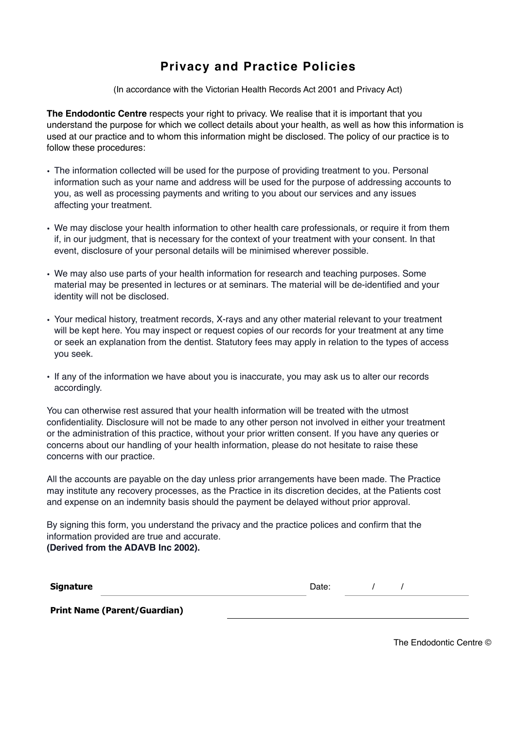# Privacy and Practice Policies

(In accordance with the Victorian Health Records Act 2001 and Privacy Act)

**The Endodontic Centre** respects your right to privacy. We realise that it is important that you understand the purpose for which we collect details about your health, as well as how this information is used at our practice and to whom this information might be disclosed. The policy of our practice is to follow these procedures:

- The information collected will be used for the purpose of providing treatment to you. Personal information such as your name and address will be used for the purpose of addressing accounts to you, as well as processing payments and writing to you about our services and any issues affecting your treatment.
- We may disclose your health information to other health care professionals, or require it from them if, in our judgment, that is necessary for the context of your treatment with your consent. In that event, disclosure of your personal details will be minimised wherever possible.
- We may also use parts of your health information for research and teaching purposes. Some material may be presented in lectures or at seminars. The material will be de-identified and your identity will not be disclosed.
- Your medical history, treatment records, X-rays and any other material relevant to your treatment will be kept here. You may inspect or request copies of our records for your treatment at any time or seek an explanation from the dentist. Statutory fees may apply in relation to the types of access you seek.
- If any of the information we have about you is inaccurate, you may ask us to alter our records accordingly.

You can otherwise rest assured that your health information will be treated with the utmost confidentiality. Disclosure will not be made to any other person not involved in either your treatment or the administration of this practice, without your prior written consent. If you have any queries or concerns about our handling of your health information, please do not hesitate to raise these concerns with our practice.

All the accounts are payable on the day unless prior arrangements have been made. The Practice may institute any recovery processes, as the Practice in its discretion decides, at the Patients cost and expense on an indemnity basis should the payment be delayed without prior approval.

By signing this form, you understand the privacy and the practice polices and confirm that the information provided are true and accurate.
**(Derived from the ADAVB Inc 2002).**

**Signature** ______________________________ Date: &nbsp;&nbsp;&nbsp;/&nbsp;&nbsp;&nbsp;/

**Print Name (Parent/Guardian)** ______________________________

The Endodontic Centre ©